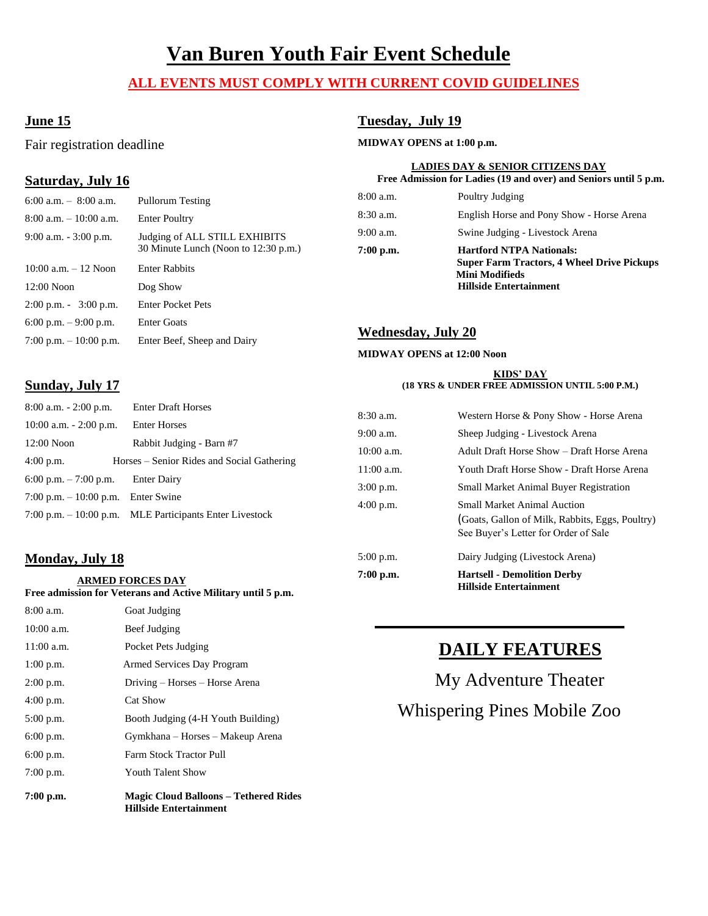# Van Buren Youth Fair Event Schedule

**ALL EVENTS MUST COMPLY WITH CURRENT COVID GUIDELINES**

## June 15

Fair registration deadline

## Saturday, July 16

| | |
|---|---|
| 6:00 a.m. – 8:00 a.m. | Pullorum Testing |
| 8:00 a.m. – 10:00 a.m. | Enter Poultry |
| 9:00 a.m. - 3:00 p.m. | Judging of ALL STILL EXHIBITS 30 Minute Lunch (Noon to 12:30 p.m.) |
| 10:00 a.m. – 12 Noon | Enter Rabbits |
| 12:00 Noon | Dog Show |
| 2:00 p.m. - 3:00 p.m. | Enter Pocket Pets |
| 6:00 p.m. – 9:00 p.m. | Enter Goats |
| 7:00 p.m. – 10:00 p.m. | Enter Beef, Sheep and Dairy |

## Sunday, July 17

| | |
|---|---|
| 8:00 a.m. - 2:00 p.m. | Enter Draft Horses |
| 10:00 a.m. - 2:00 p.m. | Enter Horses |
| 12:00 Noon | Rabbit Judging - Barn #7 |
| 4:00 p.m. | Horses – Senior Rides and Social Gathering |
| 6:00 p.m. – 7:00 p.m. | Enter Dairy |
| 7:00 p.m. – 10:00 p.m. | Enter Swine |
| 7:00 p.m. – 10:00 p.m. | MLE Participants Enter Livestock |

## Monday, July 18

**ARMED FORCES DAY**

**Free admission for Veterans and Active Military until 5 p.m.**

| | |
|---|---|
| 8:00 a.m. | Goat Judging |
| 10:00 a.m. | Beef Judging |
| 11:00 a.m. | Pocket Pets Judging |
| 1:00 p.m. | Armed Services Day Program |
| 2:00 p.m. | Driving – Horses – Horse Arena |
| 4:00 p.m. | Cat Show |
| 5:00 p.m. | Booth Judging (4-H Youth Building) |
| 6:00 p.m. | Gymkhana – Horses – Makeup Arena |
| 6:00 p.m. | Farm Stock Tractor Pull |
| 7:00 p.m. | Youth Talent Show |
| **7:00 p.m.** | **Magic Cloud Balloons – Tethered Rides Hillside Entertainment** |

## Tuesday, July 19

**MIDWAY OPENS at 1:00 p.m.**

**LADIES DAY & SENIOR CITIZENS DAY**

**Free Admission for Ladies (19 and over) and Seniors until 5 p.m.**

| | |
|---|---|
| 8:00 a.m. | Poultry Judging |
| 8:30 a.m. | English Horse and Pony Show - Horse Arena |
| 9:00 a.m. | Swine Judging - Livestock Arena |
| **7:00 p.m.** | **Hartford NTPA Nationals: Super Farm Tractors, 4 Wheel Drive Pickups Mini Modifieds Hillside Entertainment** |

## Wednesday, July 20

**MIDWAY OPENS at 12:00 Noon**

**KIDS' DAY**

**(18 YRS & UNDER FREE ADMISSION UNTIL 5:00 P.M.)**

| | |
|---|---|
| 8:30 a.m. | Western Horse & Pony Show - Horse Arena |
| 9:00 a.m. | Sheep Judging - Livestock Arena |
| 10:00 a.m. | Adult Draft Horse Show – Draft Horse Arena |
| 11:00 a.m. | Youth Draft Horse Show - Draft Horse Arena |
| 3:00 p.m. | Small Market Animal Buyer Registration |
| 4:00 p.m. | Small Market Animal Auction (Goats, Gallon of Milk, Rabbits, Eggs, Poultry) See Buyer's Letter for Order of Sale |
| 5:00 p.m. | Dairy Judging (Livestock Arena) |
| **7:00 p.m.** | **Hartsell - Demolition Derby Hillside Entertainment** |

## DAILY FEATURES

My Adventure Theater

Whispering Pines Mobile Zoo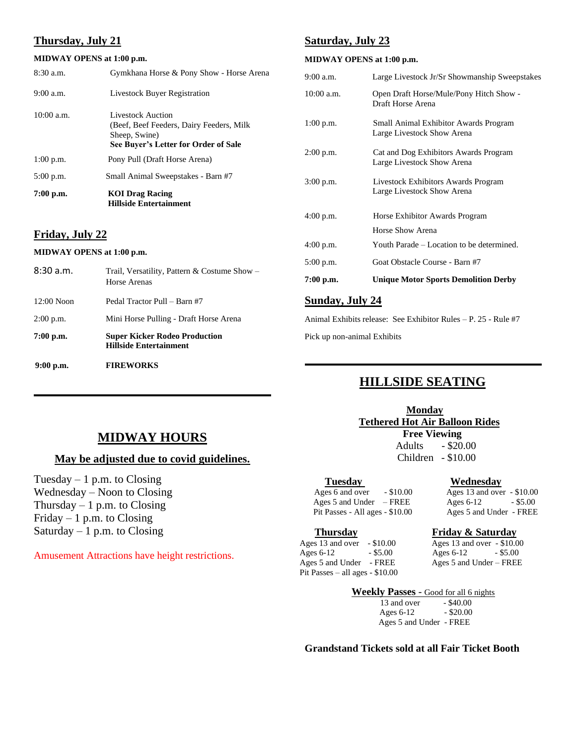## Thursday, July 21

**MIDWAY OPENS at 1:00 p.m.**

| | |
|---|---|
| 8:30 a.m. | Gymkhana Horse & Pony Show - Horse Arena |
| 9:00 a.m. | Livestock Buyer Registration |
| 10:00 a.m. | Livestock Auction (Beef, Beef Feeders, Dairy Feeders, Milk Sheep, Swine) **See Buyer's Letter for Order of Sale** |
| 1:00 p.m. | Pony Pull (Draft Horse Arena) |
| 5:00 p.m. | Small Animal Sweepstakes - Barn #7 |
| **7:00 p.m.** | **KOI Drag Racing Hillside Entertainment** |

## Friday, July 22

**MIDWAY OPENS at 1:00 p.m.**

| | |
|---|---|
| 8:30 a.m. | Trail, Versatility, Pattern & Costume Show – Horse Arenas |
| 12:00 Noon | Pedal Tractor Pull – Barn #7 |
| 2:00 p.m. | Mini Horse Pulling - Draft Horse Arena |
| **7:00 p.m.** | **Super Kicker Rodeo Production Hillside Entertainment** |
| **9:00 p.m.** | **FIREWORKS** |

## MIDWAY HOURS

**May be adjusted due to covid guidelines.**

Tuesday – 1 p.m. to Closing
Wednesday – Noon to Closing
Thursday – 1 p.m. to Closing
Friday – 1 p.m. to Closing
Saturday – 1 p.m. to Closing

Amusement Attractions have height restrictions.

## Saturday, July 23

**MIDWAY OPENS at 1:00 p.m.**

| | |
|---|---|
| 9:00 a.m. | Large Livestock Jr/Sr Showmanship Sweepstakes |
| 10:00 a.m. | Open Draft Horse/Mule/Pony Hitch Show - Draft Horse Arena |
| 1:00 p.m. | Small Animal Exhibitor Awards Program Large Livestock Show Arena |
| 2:00 p.m. | Cat and Dog Exhibitors Awards Program Large Livestock Show Arena |
| 3:00 p.m. | Livestock Exhibitors Awards Program Large Livestock Show Arena |
| 4:00 p.m. | Horse Exhibitor Awards Program Horse Show Arena |
| 4:00 p.m. | Youth Parade – Location to be determined. |
| 5:00 p.m. | Goat Obstacle Course - Barn #7 |
| **7:00 p.m.** | **Unique Motor Sports Demolition Derby** |

## Sunday, July 24

Animal Exhibits release: See Exhibitor Rules – P. 25 - Rule #7

Pick up non-animal Exhibits

## HILLSIDE SEATING

**Monday**
**Tethered Hot Air Balloon Rides**
**Free Viewing**
Adults - $20.00
Children - $10.00

**Tuesday**
Ages 6 and over - $10.00
Ages 5 and Under – FREE
Pit Passes - All ages - $10.00

**Wednesday**
Ages 13 and over - $10.00
Ages 6-12 - $5.00
Ages 5 and Under - FREE

**Thursday**
Ages 13 and over - $10.00
Ages 6-12 - $5.00
Ages 5 and Under - FREE
Pit Passes – all ages - $10.00

**Friday & Saturday**
Ages 13 and over - $10.00
Ages 6-12 - $5.00
Ages 5 and Under – FREE

**Weekly Passes** - Good for all 6 nights
13 and over - $40.00
Ages 6-12 - $20.00
Ages 5 and Under - FREE

**Grandstand Tickets sold at all Fair Ticket Booth**